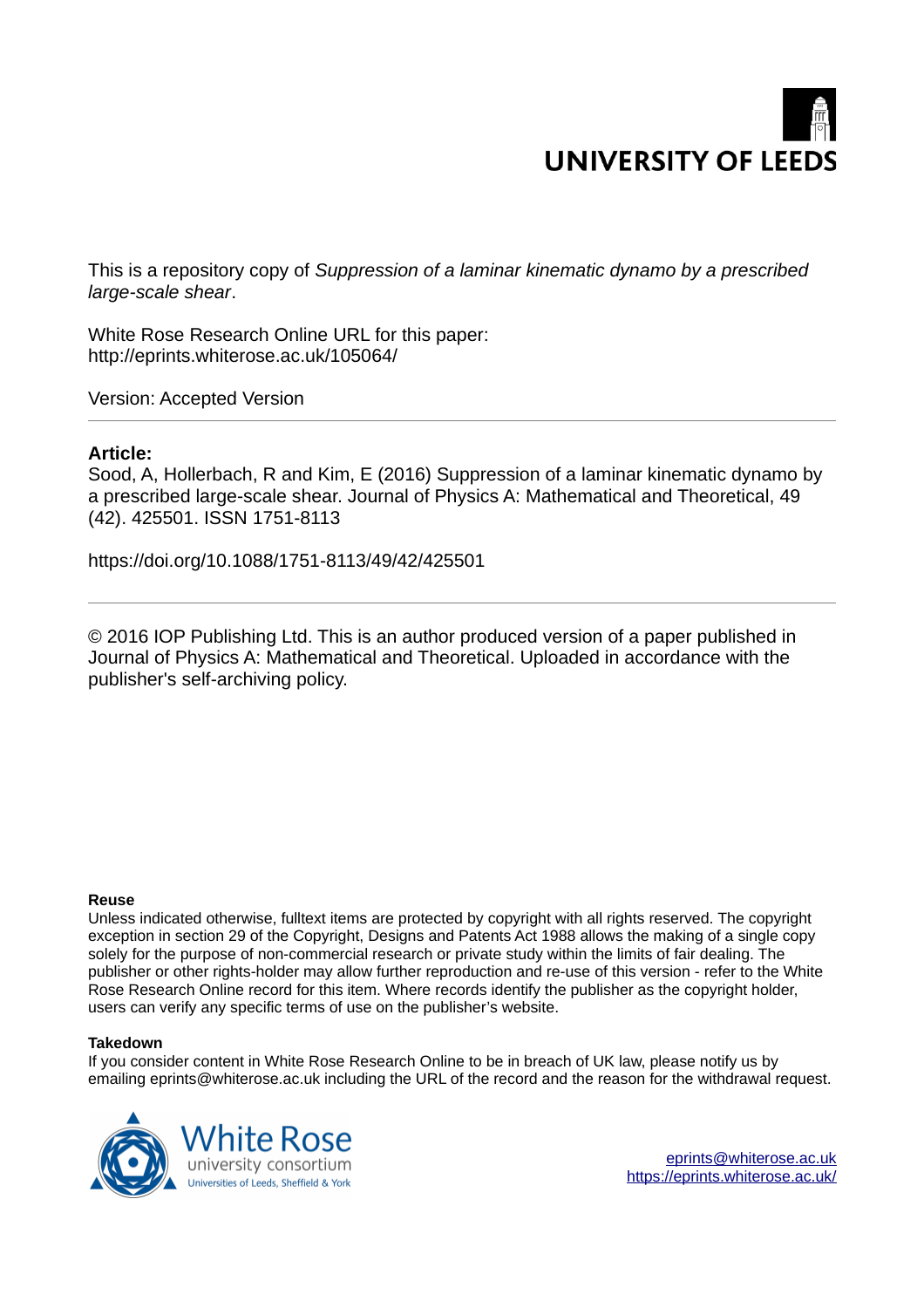UNIVERSITY OF LEEDS

This is a repository copy of *Suppression of a laminar kinematic dynamo by a prescribed large-scale shear*.

White Rose Research Online URL for this paper:
http://eprints.whiterose.ac.uk/105064/

Version: Accepted Version

---

**Article:**

Sood, A, Hollerbach, R and Kim, E (2016) Suppression of a laminar kinematic dynamo by a prescribed large-scale shear. Journal of Physics A: Mathematical and Theoretical, 49 (42). 425501. ISSN 1751-8113

https://doi.org/10.1088/1751-8113/49/42/425501

---

© 2016 IOP Publishing Ltd. This is an author produced version of a paper published in Journal of Physics A: Mathematical and Theoretical. Uploaded in accordance with the publisher's self-archiving policy.

**Reuse**

Unless indicated otherwise, fulltext items are protected by copyright with all rights reserved. The copyright exception in section 29 of the Copyright, Designs and Patents Act 1988 allows the making of a single copy solely for the purpose of non-commercial research or private study within the limits of fair dealing. The publisher or other rights-holder may allow further reproduction and re-use of this version - refer to the White Rose Research Online record for this item. Where records identify the publisher as the copyright holder, users can verify any specific terms of use on the publisher's website.

**Takedown**

If you consider content in White Rose Research Online to be in breach of UK law, please notify us by emailing eprints@whiterose.ac.uk including the URL of the record and the reason for the withdrawal request.

White Rose university consortium
Universities of Leeds, Sheffield & York

eprints@whiterose.ac.uk
https://eprints.whiterose.ac.uk/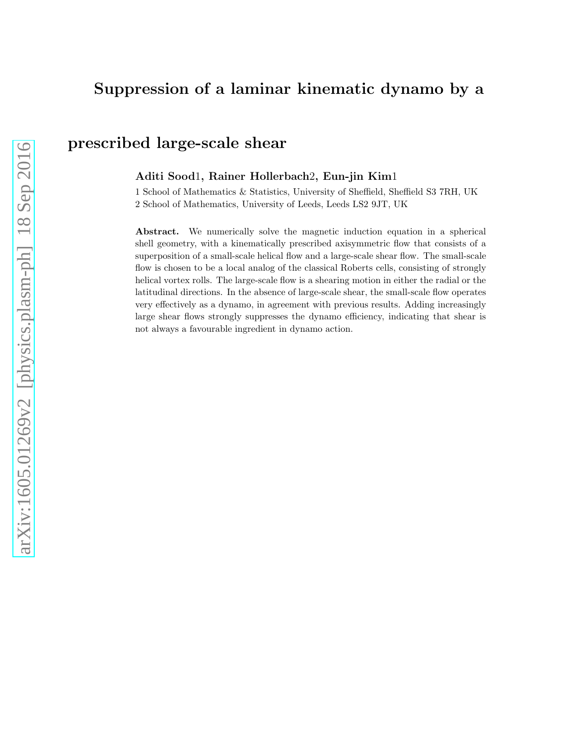# Suppression of a laminar kinematic dynamo by a

# prescribed large-scale shear

**Aditi Sood1, Rainer Hollerbach2, Eun-jin Kim1**

1 School of Mathematics & Statistics, University of Sheffield, Sheffield S3 7RH, UK
2 School of Mathematics, University of Leeds, Leeds LS2 9JT, UK

**Abstract.** We numerically solve the magnetic induction equation in a spherical shell geometry, with a kinematically prescribed axisymmetric flow that consists of a superposition of a small-scale helical flow and a large-scale shear flow. The small-scale flow is chosen to be a local analog of the classical Roberts cells, consisting of strongly helical vortex rolls. The large-scale flow is a shearing motion in either the radial or the latitudinal directions. In the absence of large-scale shear, the small-scale flow operates very effectively as a dynamo, in agreement with previous results. Adding increasingly large shear flows strongly suppresses the dynamo efficiency, indicating that shear is not always a favourable ingredient in dynamo action.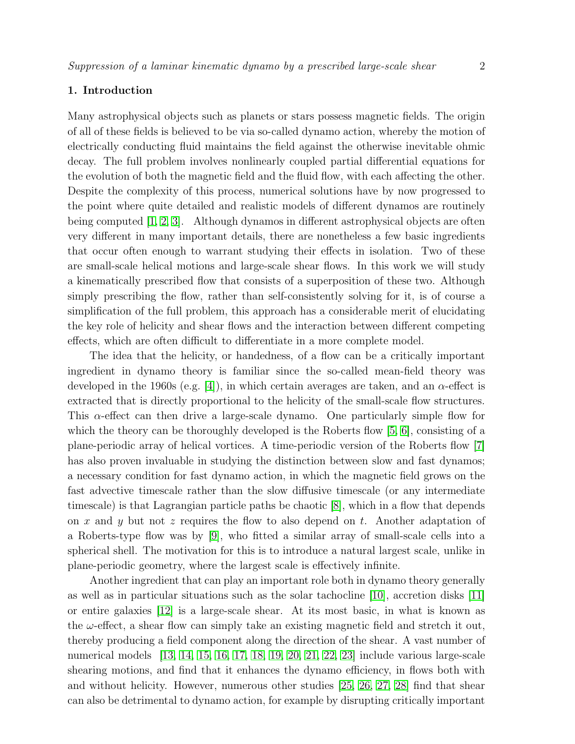## 1. Introduction

Many astrophysical objects such as planets or stars possess magnetic fields. The origin of all of these fields is believed to be via so-called dynamo action, whereby the motion of electrically conducting fluid maintains the field against the otherwise inevitable ohmic decay. The full problem involves nonlinearly coupled partial differential equations for the evolution of both the magnetic field and the fluid flow, with each affecting the other. Despite the complexity of this process, numerical solutions have by now progressed to the point where quite detailed and realistic models of different dynamos are routinely being computed [1, 2, 3]. Although dynamos in different astrophysical objects are often very different in many important details, there are nonetheless a few basic ingredients that occur often enough to warrant studying their effects in isolation. Two of these are small-scale helical motions and large-scale shear flows. In this work we will study a kinematically prescribed flow that consists of a superposition of these two. Although simply prescribing the flow, rather than self-consistently solving for it, is of course a simplification of the full problem, this approach has a considerable merit of elucidating the key role of helicity and shear flows and the interaction between different competing effects, which are often difficult to differentiate in a more complete model.

The idea that the helicity, or handedness, of a flow can be a critically important ingredient in dynamo theory is familiar since the so-called mean-field theory was developed in the 1960s (e.g. [4]), in which certain averages are taken, and an $\alpha$-effect is extracted that is directly proportional to the helicity of the small-scale flow structures. This $\alpha$-effect can then drive a large-scale dynamo. One particularly simple flow for which the theory can be thoroughly developed is the Roberts flow [5, 6], consisting of a plane-periodic array of helical vortices. A time-periodic version of the Roberts flow [7] has also proven invaluable in studying the distinction between slow and fast dynamos; a necessary condition for fast dynamo action, in which the magnetic field grows on the fast advective timescale rather than the slow diffusive timescale (or any intermediate timescale) is that Lagrangian particle paths be chaotic [8], which in a flow that depends on $x$ and $y$ but not $z$ requires the flow to also depend on $t$. Another adaptation of a Roberts-type flow was by [9], who fitted a similar array of small-scale cells into a spherical shell. The motivation for this is to introduce a natural largest scale, unlike in plane-periodic geometry, where the largest scale is effectively infinite.

Another ingredient that can play an important role both in dynamo theory generally as well as in particular situations such as the solar tachocline [10], accretion disks [11] or entire galaxies [12] is a large-scale shear. At its most basic, in what is known as the $\omega$-effect, a shear flow can simply take an existing magnetic field and stretch it out, thereby producing a field component along the direction of the shear. A vast number of numerical models [13, 14, 15, 16, 17, 18, 19, 20, 21, 22, 23] include various large-scale shearing motions, and find that it enhances the dynamo efficiency, in flows both with and without helicity. However, numerous other studies [25, 26, 27, 28] find that shear can also be detrimental to dynamo action, for example by disrupting critically important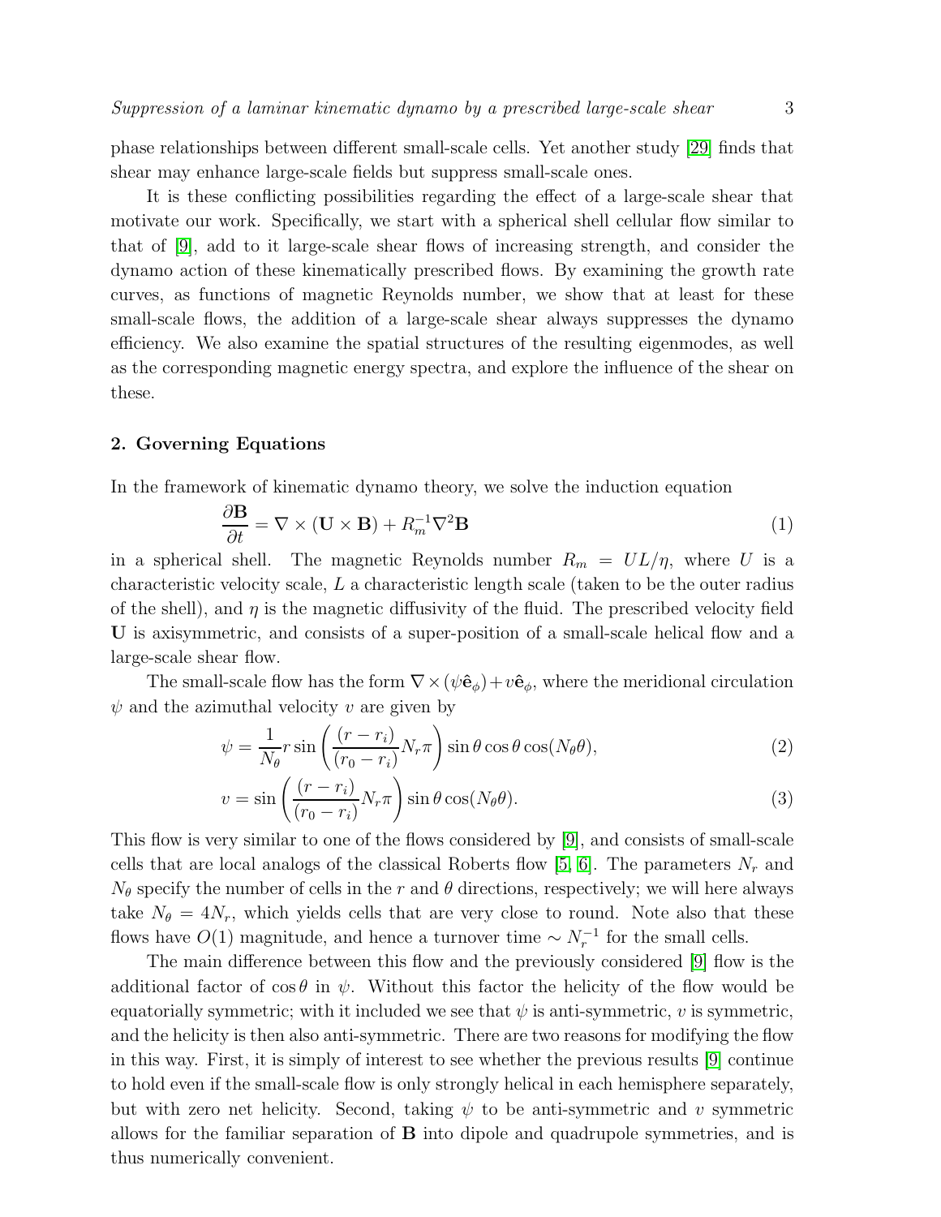phase relationships between different small-scale cells. Yet another study [29] finds that shear may enhance large-scale fields but suppress small-scale ones.

It is these conflicting possibilities regarding the effect of a large-scale shear that motivate our work. Specifically, we start with a spherical shell cellular flow similar to that of [9], add to it large-scale shear flows of increasing strength, and consider the dynamo action of these kinematically prescribed flows. By examining the growth rate curves, as functions of magnetic Reynolds number, we show that at least for these small-scale flows, the addition of a large-scale shear always suppresses the dynamo efficiency. We also examine the spatial structures of the resulting eigenmodes, as well as the corresponding magnetic energy spectra, and explore the influence of the shear on these.

## 2. Governing Equations

In the framework of kinematic dynamo theory, we solve the induction equation

$$\frac{\partial \mathbf{B}}{\partial t} = \nabla \times (\mathbf{U} \times \mathbf{B}) + R_m^{-1} \nabla^2 \mathbf{B} \tag{1}$$

in a spherical shell. The magnetic Reynolds number $R_m = UL/\eta$, where $U$ is a characteristic velocity scale, $L$ a characteristic length scale (taken to be the outer radius of the shell), and $\eta$ is the magnetic diffusivity of the fluid. The prescribed velocity field $\mathbf{U}$ is axisymmetric, and consists of a super-position of a small-scale helical flow and a large-scale shear flow.

The small-scale flow has the form $\nabla \times (\psi \hat{\mathbf{e}}_\phi) + v \hat{\mathbf{e}}_\phi$, where the meridional circulation $\psi$ and the azimuthal velocity $v$ are given by

$$\psi = \frac{1}{N_\theta} r \sin\left(\frac{(r - r_i)}{(r_0 - r_i)} N_r \pi\right) \sin\theta \cos\theta \cos(N_\theta \theta), \tag{2}$$

$$v = \sin\left(\frac{(r - r_i)}{(r_0 - r_i)} N_r \pi\right) \sin\theta \cos(N_\theta \theta). \tag{3}$$

This flow is very similar to one of the flows considered by [9], and consists of small-scale cells that are local analogs of the classical Roberts flow [5, 6]. The parameters $N_r$ and $N_\theta$ specify the number of cells in the $r$ and $\theta$ directions, respectively; we will here always take $N_\theta = 4N_r$, which yields cells that are very close to round. Note also that these flows have $O(1)$ magnitude, and hence a turnover time $\sim N_r^{-1}$ for the small cells.

The main difference between this flow and the previously considered [9] flow is the additional factor of $\cos\theta$ in $\psi$. Without this factor the helicity of the flow would be equatorially symmetric; with it included we see that $\psi$ is anti-symmetric, $v$ is symmetric, and the helicity is then also anti-symmetric. There are two reasons for modifying the flow in this way. First, it is simply of interest to see whether the previous results [9] continue to hold even if the small-scale flow is only strongly helical in each hemisphere separately, but with zero net helicity. Second, taking $\psi$ to be anti-symmetric and $v$ symmetric allows for the familiar separation of $\mathbf{B}$ into dipole and quadrupole symmetries, and is thus numerically convenient.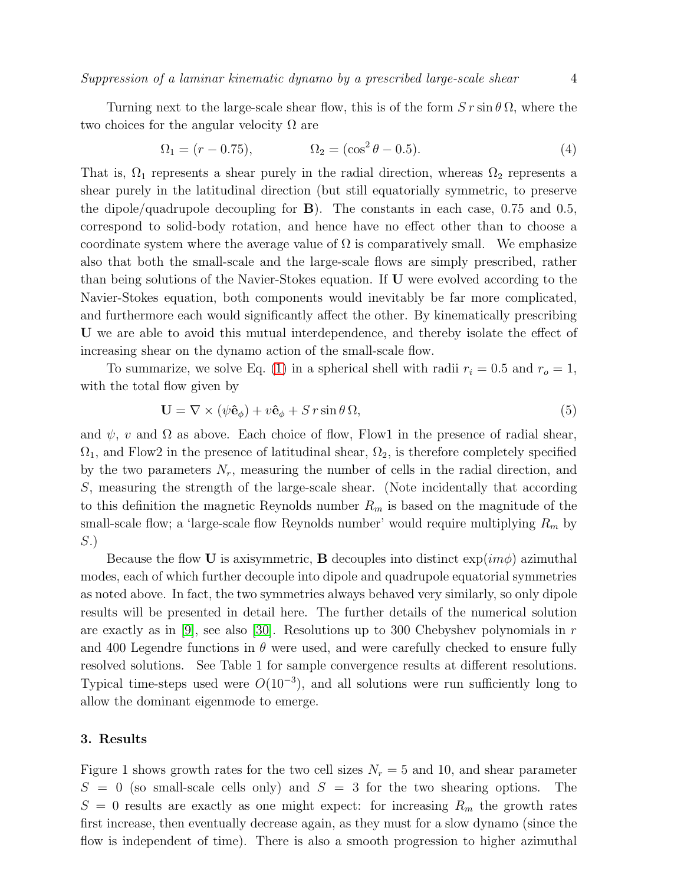Turning next to the large-scale shear flow, this is of the form $S\,r\sin\theta\,\Omega$, where the two choices for the angular velocity $\Omega$ are

$$\Omega_1 = (r - 0.75), \qquad\qquad \Omega_2 = (\cos^2\theta - 0.5). \tag{4}$$

That is, $\Omega_1$ represents a shear purely in the radial direction, whereas $\Omega_2$ represents a shear purely in the latitudinal direction (but still equatorially symmetric, to preserve the dipole/quadrupole decoupling for $\mathbf{B}$). The constants in each case, 0.75 and 0.5, correspond to solid-body rotation, and hence have no effect other than to choose a coordinate system where the average value of $\Omega$ is comparatively small. We emphasize also that both the small-scale and the large-scale flows are simply prescribed, rather than being solutions of the Navier-Stokes equation. If $\mathbf{U}$ were evolved according to the Navier-Stokes equation, both components would inevitably be far more complicated, and furthermore each would significantly affect the other. By kinematically prescribing $\mathbf{U}$ we are able to avoid this mutual interdependence, and thereby isolate the effect of increasing shear on the dynamo action of the small-scale flow.

To summarize, we solve Eq. (1) in a spherical shell with radii $r_i = 0.5$ and $r_o = 1$, with the total flow given by

$$\mathbf{U} = \nabla \times (\psi\hat{\mathbf{e}}_\phi) + v\hat{\mathbf{e}}_\phi + S\,r\sin\theta\,\Omega, \tag{5}$$

and $\psi$, $v$ and $\Omega$ as above. Each choice of flow, Flow1 in the presence of radial shear, $\Omega_1$, and Flow2 in the presence of latitudinal shear, $\Omega_2$, is therefore completely specified by the two parameters $N_r$, measuring the number of cells in the radial direction, and $S$, measuring the strength of the large-scale shear. (Note incidentally that according to this definition the magnetic Reynolds number $R_m$ is based on the magnitude of the small-scale flow; a 'large-scale flow Reynolds number' would require multiplying $R_m$ by $S$.)

Because the flow $\mathbf{U}$ is axisymmetric, $\mathbf{B}$ decouples into distinct $\exp(im\phi)$ azimuthal modes, each of which further decouple into dipole and quadrupole equatorial symmetries as noted above. In fact, the two symmetries always behaved very similarly, so only dipole results will be presented in detail here. The further details of the numerical solution are exactly as in [9], see also [30]. Resolutions up to 300 Chebyshev polynomials in $r$ and 400 Legendre functions in $\theta$ were used, and were carefully checked to ensure fully resolved solutions. See Table 1 for sample convergence results at different resolutions. Typical time-steps used were $O(10^{-3})$, and all solutions were run sufficiently long to allow the dominant eigenmode to emerge.

## 3. Results

Figure 1 shows growth rates for the two cell sizes $N_r = 5$ and 10, and shear parameter $S = 0$ (so small-scale cells only) and $S = 3$ for the two shearing options. The $S = 0$ results are exactly as one might expect: for increasing $R_m$ the growth rates first increase, then eventually decrease again, as they must for a slow dynamo (since the flow is independent of time). There is also a smooth progression to higher azimuthal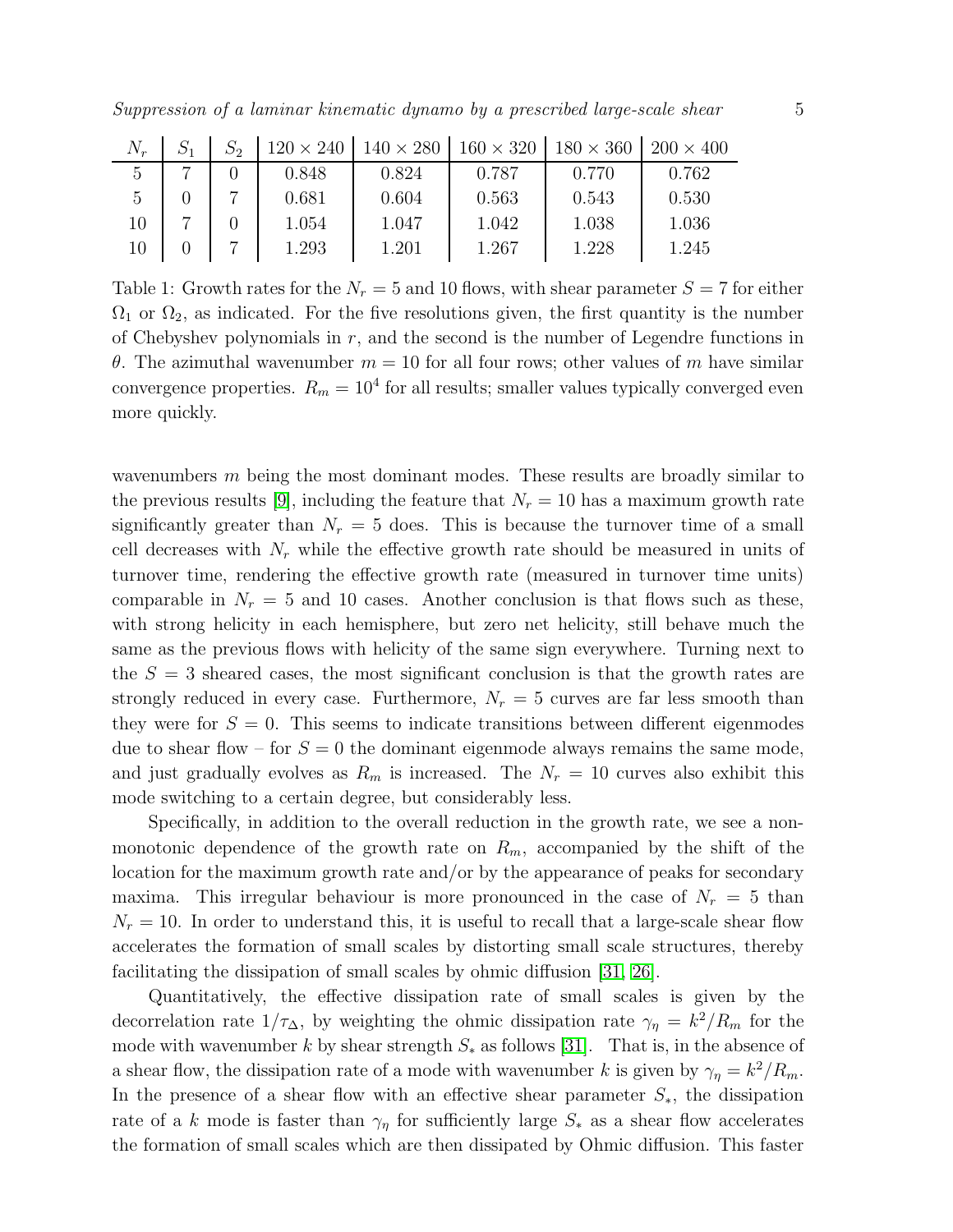| $N_r$ | $S_1$ | $S_2$ | $120 \times 240$ | $140 \times 280$ | $160 \times 320$ | $180 \times 360$ | $200 \times 400$ |
|---|---|---|---|---|---|---|---|
| 5 | 7 | 0 | 0.848 | 0.824 | 0.787 | 0.770 | 0.762 |
| 5 | 0 | 7 | 0.681 | 0.604 | 0.563 | 0.543 | 0.530 |
| 10 | 7 | 0 | 1.054 | 1.047 | 1.042 | 1.038 | 1.036 |
| 10 | 0 | 7 | 1.293 | 1.201 | 1.267 | 1.228 | 1.245 |

Table 1: Growth rates for the $N_r = 5$ and 10 flows, with shear parameter $S = 7$ for either $\Omega_1$ or $\Omega_2$, as indicated. For the five resolutions given, the first quantity is the number of Chebyshev polynomials in $r$, and the second is the number of Legendre functions in $\theta$. The azimuthal wavenumber $m = 10$ for all four rows; other values of $m$ have similar convergence properties. $R_m = 10^4$ for all results; smaller values typically converged even more quickly.

wavenumbers $m$ being the most dominant modes. These results are broadly similar to the previous results [9], including the feature that $N_r = 10$ has a maximum growth rate significantly greater than $N_r = 5$ does. This is because the turnover time of a small cell decreases with $N_r$ while the effective growth rate should be measured in units of turnover time, rendering the effective growth rate (measured in turnover time units) comparable in $N_r = 5$ and 10 cases. Another conclusion is that flows such as these, with strong helicity in each hemisphere, but zero net helicity, still behave much the same as the previous flows with helicity of the same sign everywhere. Turning next to the $S = 3$ sheared cases, the most significant conclusion is that the growth rates are strongly reduced in every case. Furthermore, $N_r = 5$ curves are far less smooth than they were for $S = 0$. This seems to indicate transitions between different eigenmodes due to shear flow – for $S = 0$ the dominant eigenmode always remains the same mode, and just gradually evolves as $R_m$ is increased. The $N_r = 10$ curves also exhibit this mode switching to a certain degree, but considerably less.

Specifically, in addition to the overall reduction in the growth rate, we see a non-monotonic dependence of the growth rate on $R_m$, accompanied by the shift of the location for the maximum growth rate and/or by the appearance of peaks for secondary maxima. This irregular behaviour is more pronounced in the case of $N_r = 5$ than $N_r = 10$. In order to understand this, it is useful to recall that a large-scale shear flow accelerates the formation of small scales by distorting small scale structures, thereby facilitating the dissipation of small scales by ohmic diffusion [31, 26].

Quantitatively, the effective dissipation rate of small scales is given by the decorrelation rate $1/\tau_\Delta$, by weighting the ohmic dissipation rate $\gamma_\eta = k^2/R_m$ for the mode with wavenumber $k$ by shear strength $S_*$ as follows [31]. That is, in the absence of a shear flow, the dissipation rate of a mode with wavenumber $k$ is given by $\gamma_\eta = k^2/R_m$. In the presence of a shear flow with an effective shear parameter $S_*$, the dissipation rate of a $k$ mode is faster than $\gamma_\eta$ for sufficiently large $S_*$ as a shear flow accelerates the formation of small scales which are then dissipated by Ohmic diffusion. This faster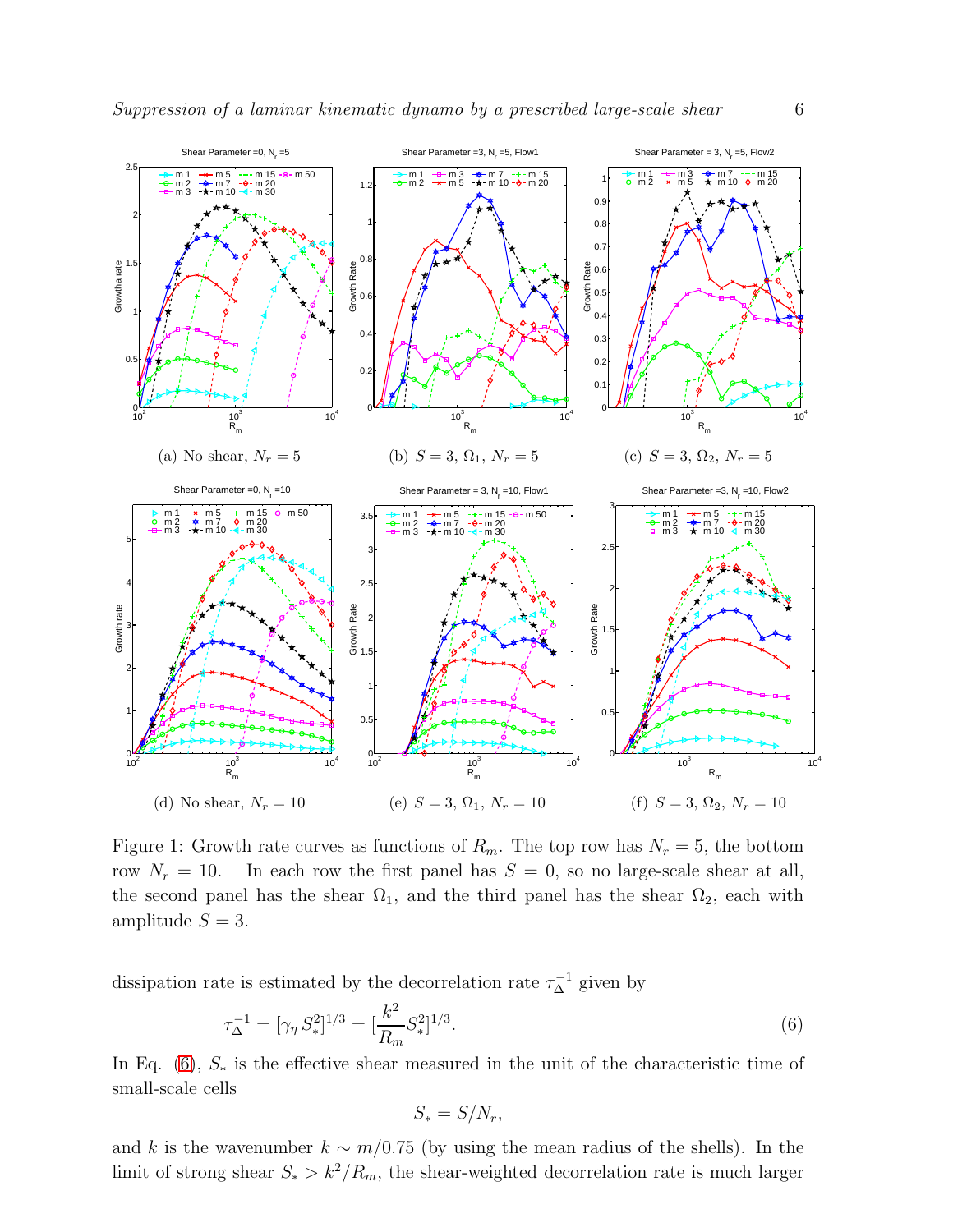(a) No shear, $N_r = 5$

(b) $S = 3$, $\Omega_1$, $N_r = 5$

(c) $S = 3$, $\Omega_2$, $N_r = 5$

(d) No shear, $N_r = 10$

(e) $S = 3$, $\Omega_1$, $N_r = 10$

(f) $S = 3$, $\Omega_2$, $N_r = 10$

Figure 1: Growth rate curves as functions of $R_m$. The top row has $N_r = 5$, the bottom row $N_r = 10$. In each row the first panel has $S = 0$, so no large-scale shear at all, the second panel has the shear $\Omega_1$, and the third panel has the shear $\Omega_2$, each with amplitude $S = 3$.

dissipation rate is estimated by the decorrelation rate $\tau_\Delta^{-1}$ given by

$$\tau_\Delta^{-1} = [\gamma_\eta S_*^2]^{1/3} = [\frac{k^2}{R_m} S_*^2]^{1/3}. \tag{6}$$

In Eq. (6), $S_*$ is the effective shear measured in the unit of the characteristic time of small-scale cells

$$S_* = S/N_r,$$

and $k$ is the wavenumber $k \sim m/0.75$ (by using the mean radius of the shells). In the limit of strong shear $S_* > k^2/R_m$, the shear-weighted decorrelation rate is much larger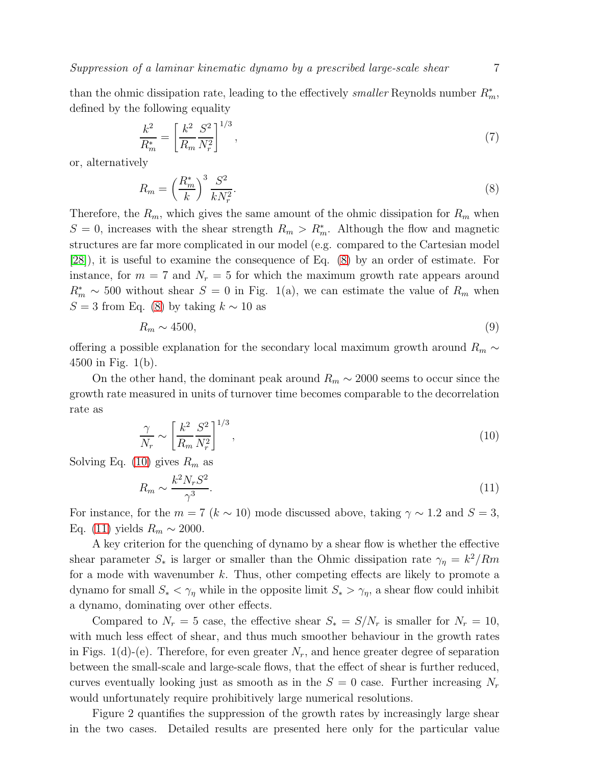than the ohmic dissipation rate, leading to the effectively *smaller* Reynolds number $R_m^*$, defined by the following equality

$$\frac{k^2}{R_m^*} = \left[\frac{k^2}{R_m}\frac{S^2}{N_r^2}\right]^{1/3}, \tag{7}$$

or, alternatively

$$R_m = \left(\frac{R_m^*}{k}\right)^3 \frac{S^2}{kN_r^2}. \tag{8}$$

Therefore, the $R_m$, which gives the same amount of the ohmic dissipation for $R_m$ when $S = 0$, increases with the shear strength $R_m > R_m^*$. Although the flow and magnetic structures are far more complicated in our model (e.g. compared to the Cartesian model [28]), it is useful to examine the consequence of Eq. (8) by an order of estimate. For instance, for $m = 7$ and $N_r = 5$ for which the maximum growth rate appears around $R_m^* \sim 500$ without shear $S = 0$ in Fig. 1(a), we can estimate the value of $R_m$ when $S = 3$ from Eq. (8) by taking $k \sim 10$ as

$$R_m \sim 4500, \tag{9}$$

offering a possible explanation for the secondary local maximum growth around $R_m \sim 4500$ in Fig. 1(b).

On the other hand, the dominant peak around $R_m \sim 2000$ seems to occur since the growth rate measured in units of turnover time becomes comparable to the decorrelation rate as

$$\frac{\gamma}{N_r} \sim \left[\frac{k^2}{R_m}\frac{S^2}{N_r^2}\right]^{1/3}, \tag{10}$$

Solving Eq. (10) gives $R_m$ as

$$R_m \sim \frac{k^2 N_r S^2}{\gamma^3}. \tag{11}$$

For instance, for the $m = 7$ ($k \sim 10$) mode discussed above, taking $\gamma \sim 1.2$ and $S = 3$, Eq. (11) yields $R_m \sim 2000$.

A key criterion for the quenching of dynamo by a shear flow is whether the effective shear parameter $S_*$ is larger or smaller than the Ohmic dissipation rate $\gamma_\eta = k^2/Rm$ for a mode with wavenumber $k$. Thus, other competing effects are likely to promote a dynamo for small $S_* < \gamma_\eta$ while in the opposite limit $S_* > \gamma_\eta$, a shear flow could inhibit a dynamo, dominating over other effects.

Compared to $N_r = 5$ case, the effective shear $S_* = S/N_r$ is smaller for $N_r = 10$, with much less effect of shear, and thus much smoother behaviour in the growth rates in Figs. 1(d)-(e). Therefore, for even greater $N_r$, and hence greater degree of separation between the small-scale and large-scale flows, that the effect of shear is further reduced, curves eventually looking just as smooth as in the $S = 0$ case. Further increasing $N_r$ would unfortunately require prohibitively large numerical resolutions.

Figure 2 quantifies the suppression of the growth rates by increasingly large shear in the two cases. Detailed results are presented here only for the particular value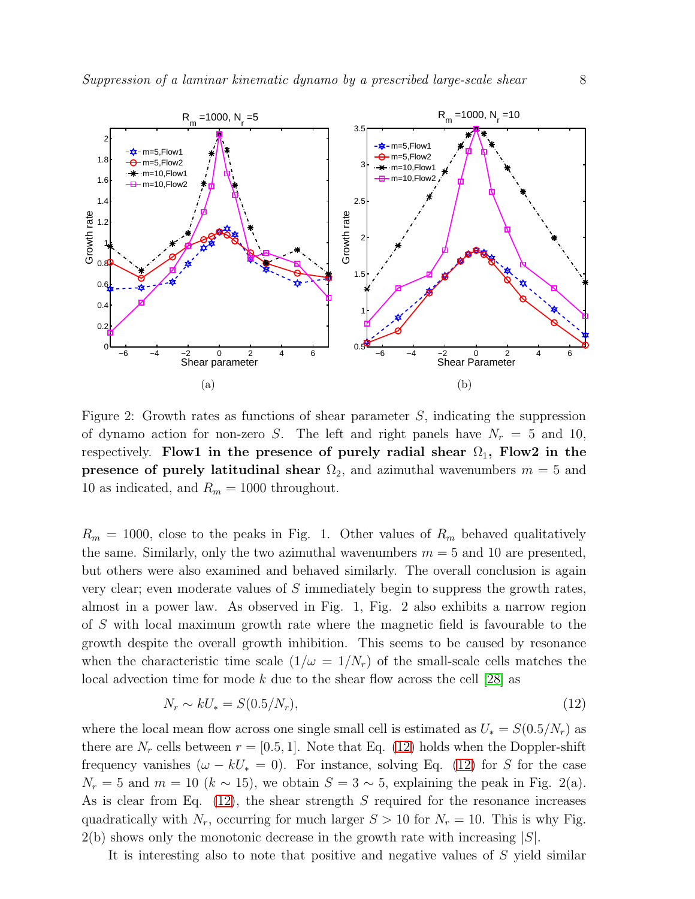Figure 2: Growth rates as functions of shear parameter $S$, indicating the suppression of dynamo action for non-zero $S$. The left and right panels have $N_r = 5$ and 10, respectively. **Flow1 in the presence of purely radial shear $\Omega_1$, Flow2 in the presence of purely latitudinal shear $\Omega_2$**, and azimuthal wavenumbers $m = 5$ and 10 as indicated, and $R_m = 1000$ throughout.

$R_m = 1000$, close to the peaks in Fig. 1. Other values of $R_m$ behaved qualitatively the same. Similarly, only the two azimuthal wavenumbers $m = 5$ and 10 are presented, but others were also examined and behaved similarly. The overall conclusion is again very clear; even moderate values of $S$ immediately begin to suppress the growth rates, almost in a power law. As observed in Fig. 1, Fig. 2 also exhibits a narrow region of $S$ with local maximum growth rate where the magnetic field is favourable to the growth despite the overall growth inhibition. This seems to be caused by resonance when the characteristic time scale ($1/\omega = 1/N_r$) of the small-scale cells matches the local advection time for mode $k$ due to the shear flow across the cell [28] as

$$N_r \sim kU_* = S(0.5/N_r), \tag{12}$$

where the local mean flow across one single small cell is estimated as $U_* = S(0.5/N_r)$ as there are $N_r$ cells between $r = [0.5, 1]$. Note that Eq. (12) holds when the Doppler-shift frequency vanishes ($\omega - kU_* = 0$). For instance, solving Eq. (12) for $S$ for the case $N_r = 5$ and $m = 10$ ($k \sim 15$), we obtain $S = 3 \sim 5$, explaining the peak in Fig. 2(a). As is clear from Eq. (12), the shear strength $S$ required for the resonance increases quadratically with $N_r$, occurring for much larger $S > 10$ for $N_r = 10$. This is why Fig. 2(b) shows only the monotonic decrease in the growth rate with increasing $|S|$.

It is interesting also to note that positive and negative values of $S$ yield similar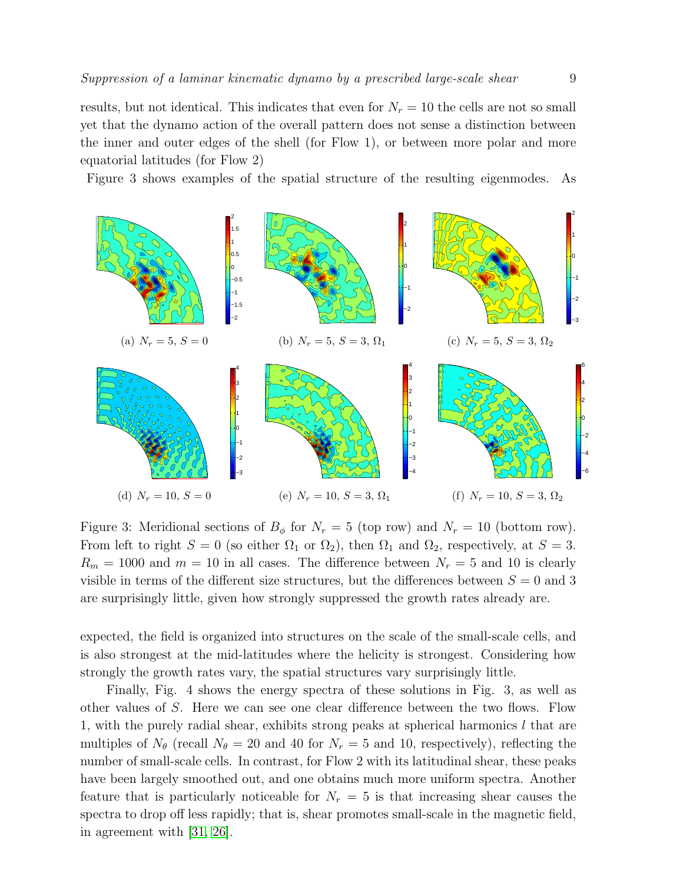results, but not identical. This indicates that even for $N_r = 10$ the cells are not so small yet that the dynamo action of the overall pattern does not sense a distinction between the inner and outer edges of the shell (for Flow 1), or between more polar and more equatorial latitudes (for Flow 2)

Figure 3 shows examples of the spatial structure of the resulting eigenmodes. As

(a) $N_r = 5$, $S = 0$

(b) $N_r = 5$, $S = 3$, $\Omega_1$

(c) $N_r = 5$, $S = 3$, $\Omega_2$

(d) $N_r = 10$, $S = 0$

(e) $N_r = 10$, $S = 3$, $\Omega_1$

(f) $N_r = 10$, $S = 3$, $\Omega_2$

Figure 3: Meridional sections of $B_\phi$ for $N_r = 5$ (top row) and $N_r = 10$ (bottom row). From left to right $S = 0$ (so either $\Omega_1$ or $\Omega_2$), then $\Omega_1$ and $\Omega_2$, respectively, at $S = 3$. $R_m = 1000$ and $m = 10$ in all cases. The difference between $N_r = 5$ and 10 is clearly visible in terms of the different size structures, but the differences between $S = 0$ and 3 are surprisingly little, given how strongly suppressed the growth rates already are.

expected, the field is organized into structures on the scale of the small-scale cells, and is also strongest at the mid-latitudes where the helicity is strongest. Considering how strongly the growth rates vary, the spatial structures vary surprisingly little.

Finally, Fig. 4 shows the energy spectra of these solutions in Fig. 3, as well as other values of $S$. Here we can see one clear difference between the two flows. Flow 1, with the purely radial shear, exhibits strong peaks at spherical harmonics $l$ that are multiples of $N_\theta$ (recall $N_\theta = 20$ and 40 for $N_r = 5$ and 10, respectively), reflecting the number of small-scale cells. In contrast, for Flow 2 with its latitudinal shear, these peaks have been largely smoothed out, and one obtains much more uniform spectra. Another feature that is particularly noticeable for $N_r = 5$ is that increasing shear causes the spectra to drop off less rapidly; that is, shear promotes small-scale in the magnetic field, in agreement with [31, 26].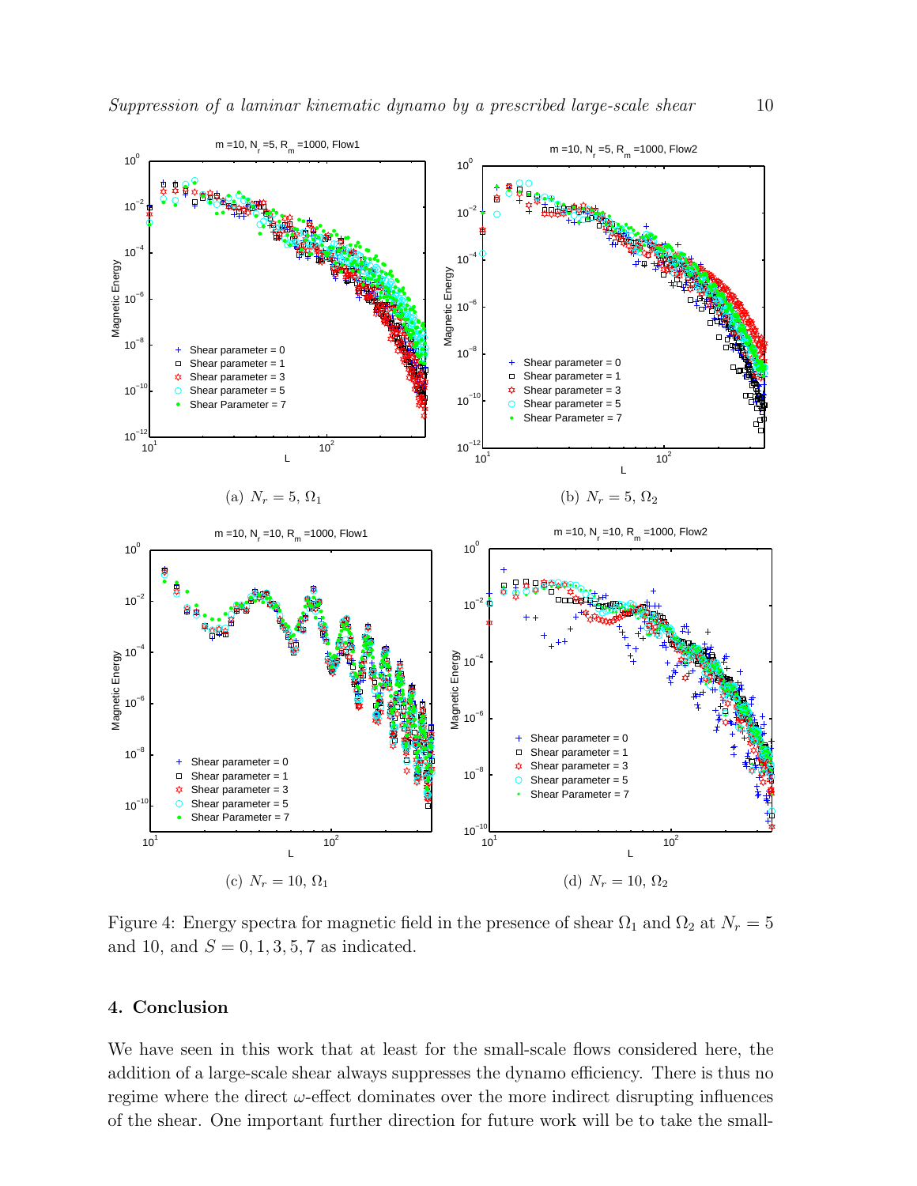(a) $N_r = 5$, $\Omega_1$

(b) $N_r = 5$, $\Omega_2$

(c) $N_r = 10$, $\Omega_1$

(d) $N_r = 10$, $\Omega_2$

Figure 4: Energy spectra for magnetic field in the presence of shear $\Omega_1$ and $\Omega_2$ at $N_r = 5$ and 10, and $S = 0, 1, 3, 5, 7$ as indicated.

## 4. Conclusion

We have seen in this work that at least for the small-scale flows considered here, the addition of a large-scale shear always suppresses the dynamo efficiency. There is thus no regime where the direct $\omega$-effect dominates over the more indirect disrupting influences of the shear. One important further direction for future work will be to take the small-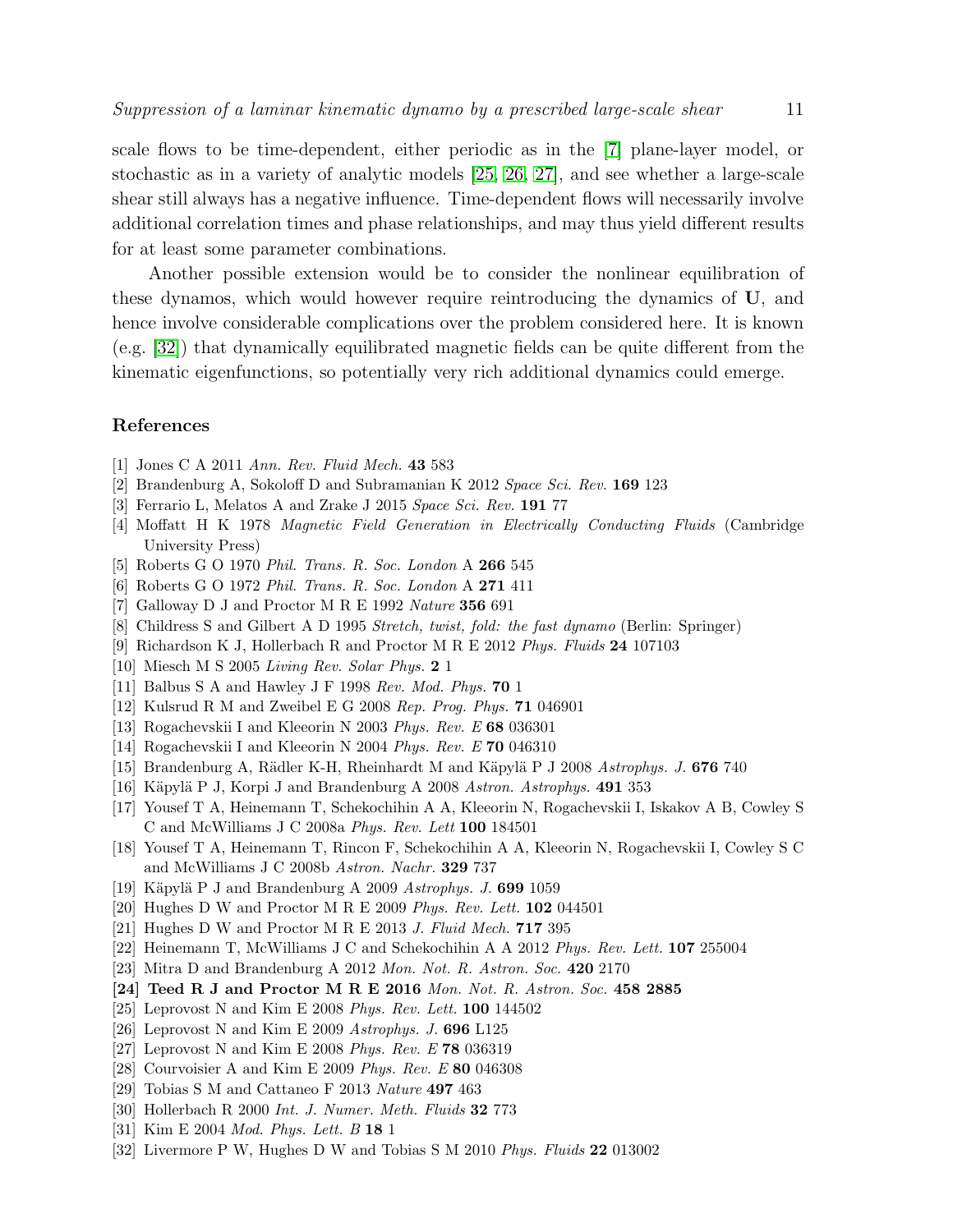scale flows to be time-dependent, either periodic as in the [7] plane-layer model, or stochastic as in a variety of analytic models [25, 26, 27], and see whether a large-scale shear still always has a negative influence. Time-dependent flows will necessarily involve additional correlation times and phase relationships, and may thus yield different results for at least some parameter combinations.

Another possible extension would be to consider the nonlinear equilibration of these dynamos, which would however require reintroducing the dynamics of $\mathbf{U}$, and hence involve considerable complications over the problem considered here. It is known (e.g. [32]) that dynamically equilibrated magnetic fields can be quite different from the kinematic eigenfunctions, so potentially very rich additional dynamics could emerge.

## References

[1] Jones C A 2011 *Ann. Rev. Fluid Mech.* **43** 583

[2] Brandenburg A, Sokoloff D and Subramanian K 2012 *Space Sci. Rev.* **169** 123

[3] Ferrario L, Melatos A and Zrake J 2015 *Space Sci. Rev.* **191** 77

[4] Moffatt H K 1978 *Magnetic Field Generation in Electrically Conducting Fluids* (Cambridge University Press)

[5] Roberts G O 1970 *Phil. Trans. R. Soc. London* A **266** 545

[6] Roberts G O 1972 *Phil. Trans. R. Soc. London* A **271** 411

[7] Galloway D J and Proctor M R E 1992 *Nature* **356** 691

[8] Childress S and Gilbert A D 1995 *Stretch, twist, fold: the fast dynamo* (Berlin: Springer)

[9] Richardson K J, Hollerbach R and Proctor M R E 2012 *Phys. Fluids* **24** 107103

[10] Miesch M S 2005 *Living Rev. Solar Phys.* **2** 1

[11] Balbus S A and Hawley J F 1998 *Rev. Mod. Phys.* **70** 1

[12] Kulsrud R M and Zweibel E G 2008 *Rep. Prog. Phys.* **71** 046901

[13] Rogachevskii I and Kleeorin N 2003 *Phys. Rev. E* **68** 036301

[14] Rogachevskii I and Kleeorin N 2004 *Phys. Rev. E* **70** 046310

[15] Brandenburg A, Rädler K-H, Rheinhardt M and Käpylä P J 2008 *Astrophys. J.* **676** 740

[16] Käpylä P J, Korpi J and Brandenburg A 2008 *Astron. Astrophys.* **491** 353

[17] Yousef T A, Heinemann T, Schekochihin A A, Kleeorin N, Rogachevskii I, Iskakov A B, Cowley S C and McWilliams J C 2008a *Phys. Rev. Lett* **100** 184501

[18] Yousef T A, Heinemann T, Rincon F, Schekochihin A A, Kleeorin N, Rogachevskii I, Cowley S C and McWilliams J C 2008b *Astron. Nachr.* **329** 737

[19] Käpylä P J and Brandenburg A 2009 *Astrophys. J.* **699** 1059

[20] Hughes D W and Proctor M R E 2009 *Phys. Rev. Lett.* **102** 044501

[21] Hughes D W and Proctor M R E 2013 *J. Fluid Mech.* **717** 395

[22] Heinemann T, McWilliams J C and Schekochihin A A 2012 *Phys. Rev. Lett.* **107** 255004

[23] Mitra D and Brandenburg A 2012 *Mon. Not. R. Astron. Soc.* **420** 2170

**[24] Teed R J and Proctor M R E 2016** *Mon. Not. R. Astron. Soc.* **458 2885**

[25] Leprovost N and Kim E 2008 *Phys. Rev. Lett.* **100** 144502

[26] Leprovost N and Kim E 2009 *Astrophys. J.* **696** L125

[27] Leprovost N and Kim E 2008 *Phys. Rev. E* **78** 036319

[28] Courvoisier A and Kim E 2009 *Phys. Rev. E* **80** 046308

[29] Tobias S M and Cattaneo F 2013 *Nature* **497** 463

[30] Hollerbach R 2000 *Int. J. Numer. Meth. Fluids* **32** 773

[31] Kim E 2004 *Mod. Phys. Lett. B* **18** 1

[32] Livermore P W, Hughes D W and Tobias S M 2010 *Phys. Fluids* **22** 013002